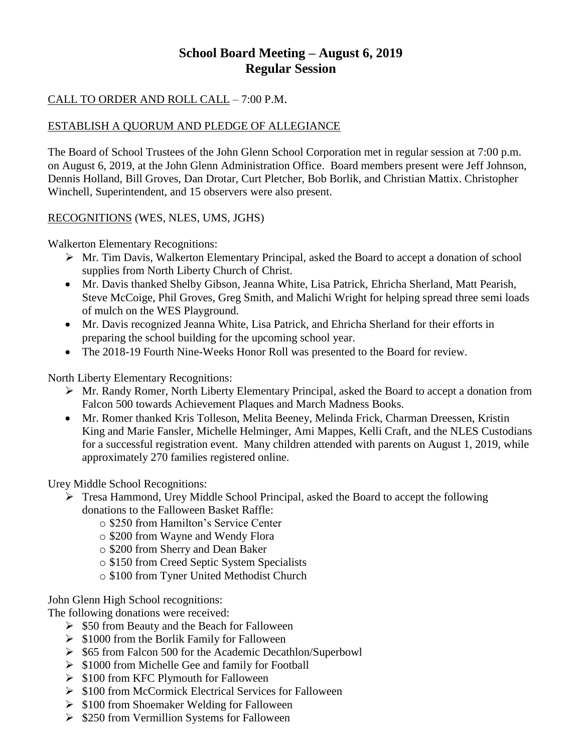# School Board Meeting – August 6, 2019
## Regular Session

CALL TO ORDER AND ROLL CALL – 7:00 P.M.

ESTABLISH A QUORUM AND PLEDGE OF ALLEGIANCE

The Board of School Trustees of the John Glenn School Corporation met in regular session at 7:00 p.m. on August 6, 2019, at the John Glenn Administration Office. Board members present were Jeff Johnson, Dennis Holland, Bill Groves, Dan Drotar, Curt Pletcher, Bob Borlik, and Christian Mattix. Christopher Winchell, Superintendent, and 15 observers were also present.

RECOGNITIONS (WES, NLES, UMS, JGHS)

Walkerton Elementary Recognitions:

- Mr. Tim Davis, Walkerton Elementary Principal, asked the Board to accept a donation of school supplies from North Liberty Church of Christ.
- Mr. Davis thanked Shelby Gibson, Jeanna White, Lisa Patrick, Ehricha Sherland, Matt Pearish, Steve McCoige, Phil Groves, Greg Smith, and Malichi Wright for helping spread three semi loads of mulch on the WES Playground.
- Mr. Davis recognized Jeanna White, Lisa Patrick, and Ehricha Sherland for their efforts in preparing the school building for the upcoming school year.
- The 2018-19 Fourth Nine-Weeks Honor Roll was presented to the Board for review.

North Liberty Elementary Recognitions:

- Mr. Randy Romer, North Liberty Elementary Principal, asked the Board to accept a donation from Falcon 500 towards Achievement Plaques and March Madness Books.
- Mr. Romer thanked Kris Tolleson, Melita Beeney, Melinda Frick, Charman Dreessen, Kristin King and Marie Fansler, Michelle Helminger, Ami Mappes, Kelli Craft, and the NLES Custodians for a successful registration event. Many children attended with parents on August 1, 2019, while approximately 270 families registered online.

Urey Middle School Recognitions:

- Tresa Hammond, Urey Middle School Principal, asked the Board to accept the following donations to the Falloween Basket Raffle:
  - $250 from Hamilton's Service Center
  - $200 from Wayne and Wendy Flora
  - $200 from Sherry and Dean Baker
  - $150 from Creed Septic System Specialists
  - $100 from Tyner United Methodist Church

John Glenn High School recognitions:

The following donations were received:

- $50 from Beauty and the Beach for Falloween
- $1000 from the Borlik Family for Falloween
- $65 from Falcon 500 for the Academic Decathlon/Superbowl
- $1000 from Michelle Gee and family for Football
- $100 from KFC Plymouth for Falloween
- $100 from McCormick Electrical Services for Falloween
- $100 from Shoemaker Welding for Falloween
- $250 from Vermillion Systems for Falloween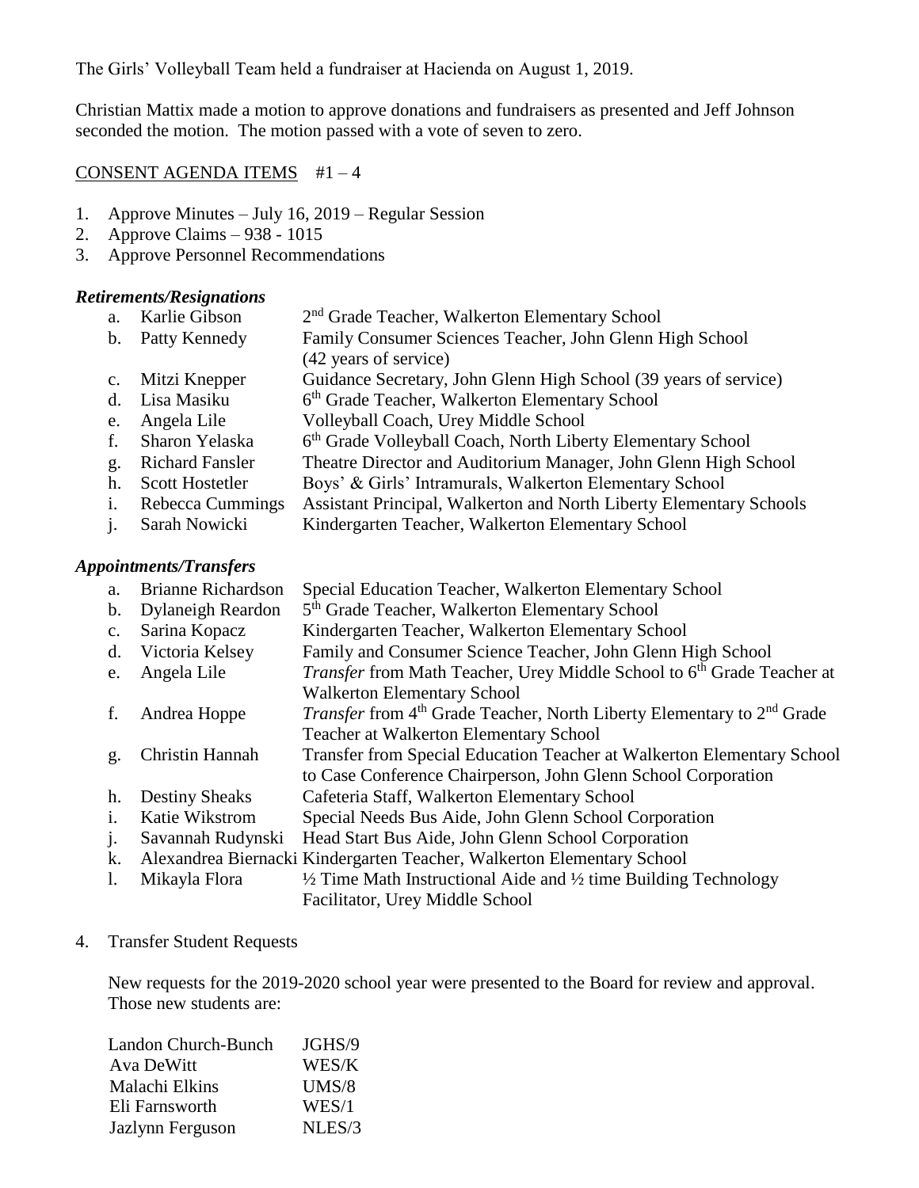The Girls' Volleyball Team held a fundraiser at Hacienda on August 1, 2019.

Christian Mattix made a motion to approve donations and fundraisers as presented and Jeff Johnson seconded the motion. The motion passed with a vote of seven to zero.

CONSENT AGENDA ITEMS #1 – 4

1. Approve Minutes – July 16, 2019 – Regular Session
2. Approve Claims – 938 - 1015
3. Approve Personnel Recommendations

***Retirements/Resignations***

| | | |
|---|---|---|
| a. | Karlie Gibson | 2nd Grade Teacher, Walkerton Elementary School |
| b. | Patty Kennedy | Family Consumer Sciences Teacher, John Glenn High School (42 years of service) |
| c. | Mitzi Knepper | Guidance Secretary, John Glenn High School (39 years of service) |
| d. | Lisa Masiku | 6th Grade Teacher, Walkerton Elementary School |
| e. | Angela Lile | Volleyball Coach, Urey Middle School |
| f. | Sharon Yelaska | 6th Grade Volleyball Coach, North Liberty Elementary School |
| g. | Richard Fansler | Theatre Director and Auditorium Manager, John Glenn High School |
| h. | Scott Hostetler | Boys' & Girls' Intramurals, Walkerton Elementary School |
| i. | Rebecca Cummings | Assistant Principal, Walkerton and North Liberty Elementary Schools |
| j. | Sarah Nowicki | Kindergarten Teacher, Walkerton Elementary School |

***Appointments/Transfers***

| | | |
|---|---|---|
| a. | Brianne Richardson | Special Education Teacher, Walkerton Elementary School |
| b. | Dylaneigh Reardon | 5th Grade Teacher, Walkerton Elementary School |
| c. | Sarina Kopacz | Kindergarten Teacher, Walkerton Elementary School |
| d. | Victoria Kelsey | Family and Consumer Science Teacher, John Glenn High School |
| e. | Angela Lile | *Transfer* from Math Teacher, Urey Middle School to 6th Grade Teacher at Walkerton Elementary School |
| f. | Andrea Hoppe | *Transfer* from 4th Grade Teacher, North Liberty Elementary to 2nd Grade Teacher at Walkerton Elementary School |
| g. | Christin Hannah | Transfer from Special Education Teacher at Walkerton Elementary School to Case Conference Chairperson, John Glenn School Corporation |
| h. | Destiny Sheaks | Cafeteria Staff, Walkerton Elementary School |
| i. | Katie Wikstrom | Special Needs Bus Aide, John Glenn School Corporation |
| j. | Savannah Rudynski | Head Start Bus Aide, John Glenn School Corporation |
| k. | Alexandrea Biernacki | Kindergarten Teacher, Walkerton Elementary School |
| l. | Mikayla Flora | ½ Time Math Instructional Aide and ½ time Building Technology Facilitator, Urey Middle School |

4. Transfer Student Requests

   New requests for the 2019-2020 school year were presented to the Board for review and approval. Those new students are:

| | |
|---|---|
| Landon Church-Bunch | JGHS/9 |
| Ava DeWitt | WES/K |
| Malachi Elkins | UMS/8 |
| Eli Farnsworth | WES/1 |
| Jazlynn Ferguson | NLES/3 |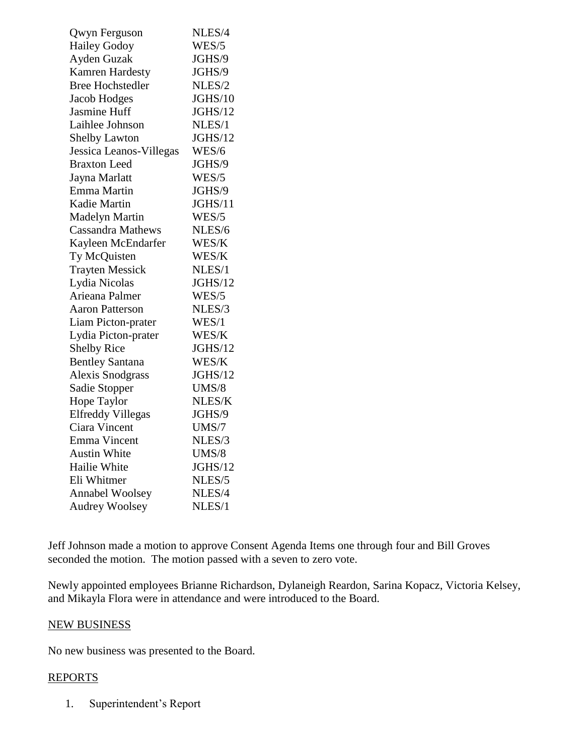| | |
|---|---|
| Qwyn Ferguson | NLES/4 |
| Hailey Godoy | WES/5 |
| Ayden Guzak | JGHS/9 |
| Kamren Hardesty | JGHS/9 |
| Bree Hochstedler | NLES/2 |
| Jacob Hodges | JGHS/10 |
| Jasmine Huff | JGHS/12 |
| Laihlee Johnson | NLES/1 |
| Shelby Lawton | JGHS/12 |
| Jessica Leanos-Villegas | WES/6 |
| Braxton Leed | JGHS/9 |
| Jayna Marlatt | WES/5 |
| Emma Martin | JGHS/9 |
| Kadie Martin | JGHS/11 |
| Madelyn Martin | WES/5 |
| Cassandra Mathews | NLES/6 |
| Kayleen McEndarfer | WES/K |
| Ty McQuisten | WES/K |
| Trayten Messick | NLES/1 |
| Lydia Nicolas | JGHS/12 |
| Arieana Palmer | WES/5 |
| Aaron Patterson | NLES/3 |
| Liam Picton-prater | WES/1 |
| Lydia Picton-prater | WES/K |
| Shelby Rice | JGHS/12 |
| Bentley Santana | WES/K |
| Alexis Snodgrass | JGHS/12 |
| Sadie Stopper | UMS/8 |
| Hope Taylor | NLES/K |
| Elfreddy Villegas | JGHS/9 |
| Ciara Vincent | UMS/7 |
| Emma Vincent | NLES/3 |
| Austin White | UMS/8 |
| Hailie White | JGHS/12 |
| Eli Whitmer | NLES/5 |
| Annabel Woolsey | NLES/4 |
| Audrey Woolsey | NLES/1 |

Jeff Johnson made a motion to approve Consent Agenda Items one through four and Bill Groves seconded the motion. The motion passed with a seven to zero vote.

Newly appointed employees Brianne Richardson, Dylaneigh Reardon, Sarina Kopacz, Victoria Kelsey, and Mikayla Flora were in attendance and were introduced to the Board.

## NEW BUSINESS

No new business was presented to the Board.

## REPORTS

1. Superintendent's Report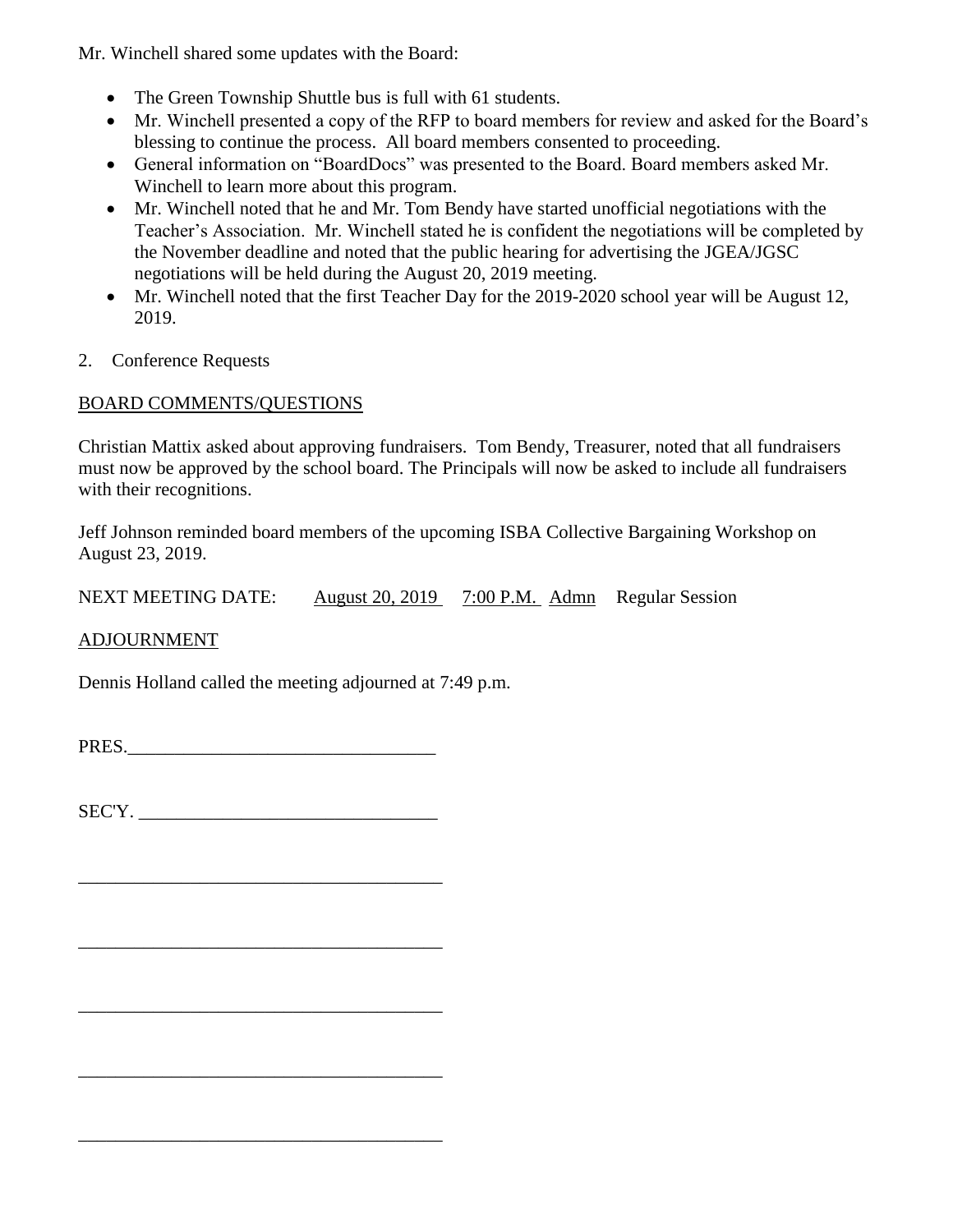Mr. Winchell shared some updates with the Board:

- The Green Township Shuttle bus is full with 61 students.
- Mr. Winchell presented a copy of the RFP to board members for review and asked for the Board's blessing to continue the process. All board members consented to proceeding.
- General information on "BoardDocs" was presented to the Board. Board members asked Mr. Winchell to learn more about this program.
- Mr. Winchell noted that he and Mr. Tom Bendy have started unofficial negotiations with the Teacher's Association. Mr. Winchell stated he is confident the negotiations will be completed by the November deadline and noted that the public hearing for advertising the JGEA/JGSC negotiations will be held during the August 20, 2019 meeting.
- Mr. Winchell noted that the first Teacher Day for the 2019-2020 school year will be August 12, 2019.

2. Conference Requests

BOARD COMMENTS/QUESTIONS

Christian Mattix asked about approving fundraisers. Tom Bendy, Treasurer, noted that all fundraisers must now be approved by the school board. The Principals will now be asked to include all fundraisers with their recognitions.

Jeff Johnson reminded board members of the upcoming ISBA Collective Bargaining Workshop on August 23, 2019.

NEXT MEETING DATE: August 20, 2019 7:00 P.M. Admn Regular Session

ADJOURNMENT

Dennis Holland called the meeting adjourned at 7:49 p.m.

PRES.________________________________

SEC'Y. ________________________________

________________________________________

________________________________________

________________________________________

________________________________________

________________________________________